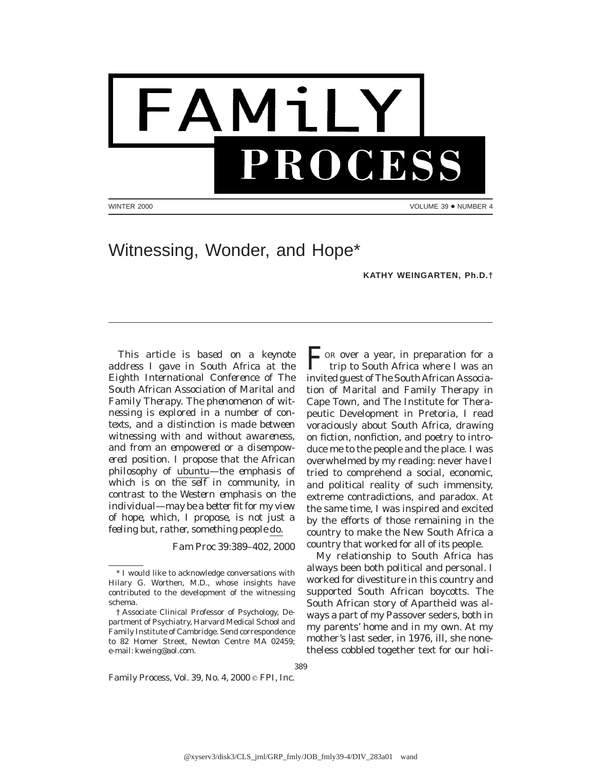# FAMILY PROCESS

WINTER 2000 VOLUME 39 • NUMBER 4

## Witnessing, Wonder, and Hope*

**KATHY WEINGARTEN, Ph.D.†**

*This article is based on a keynote address I gave in South Africa at the Eighth International Conference of The South African Association of Marital and Family Therapy. The phenomenon of witnessing is explored in a number of contexts, and a distinction is made between witnessing with and without awareness, and from an empowered or a disempowered position. I propose that the African philosophy of* ubuntu*—the emphasis of which is on the self in community, in contrast to the Western emphasis on the individual—may be a better fit for my view of hope, which, I propose, is not just a feeling but, rather, something people* do.

*Fam Proc 39:389–402, 2000*

\* I would like to acknowledge conversations with Hilary G. Worthen, M.D., whose insights have contributed to the development of the witnessing schema.

† Associate Clinical Professor of Psychology, Department of Psychiatry, Harvard Medical School and Family Institute of Cambridge. Send correspondence to 82 Homer Street, Newton Centre MA 02459; e-mail: kweing@aol.com.

FOR over a year, in preparation for a trip to South Africa where I was an invited guest of The South African Association of Marital and Family Therapy in Cape Town, and The Institute for Therapeutic Development in Pretoria, I read voraciously about South Africa, drawing on fiction, nonfiction, and poetry to introduce me to the people and the place. I was overwhelmed by my reading: never have I tried to comprehend a social, economic, and political reality of such immensity, extreme contradictions, and paradox. At the same time, I was inspired and excited by the efforts of those remaining in the country to make the New South Africa a country that worked for all of its people.

My relationship to South Africa has always been both political and personal. I worked for divestiture in this country and supported South African boycotts. The South African story of Apartheid was always a part of my Passover seders, both in my parents' home and in my own. At my mother's last seder, in 1976, ill, she nonetheless cobbled together text for our holi-

Family Process, Vol. 39, No. 4, 2000 © FPI, Inc.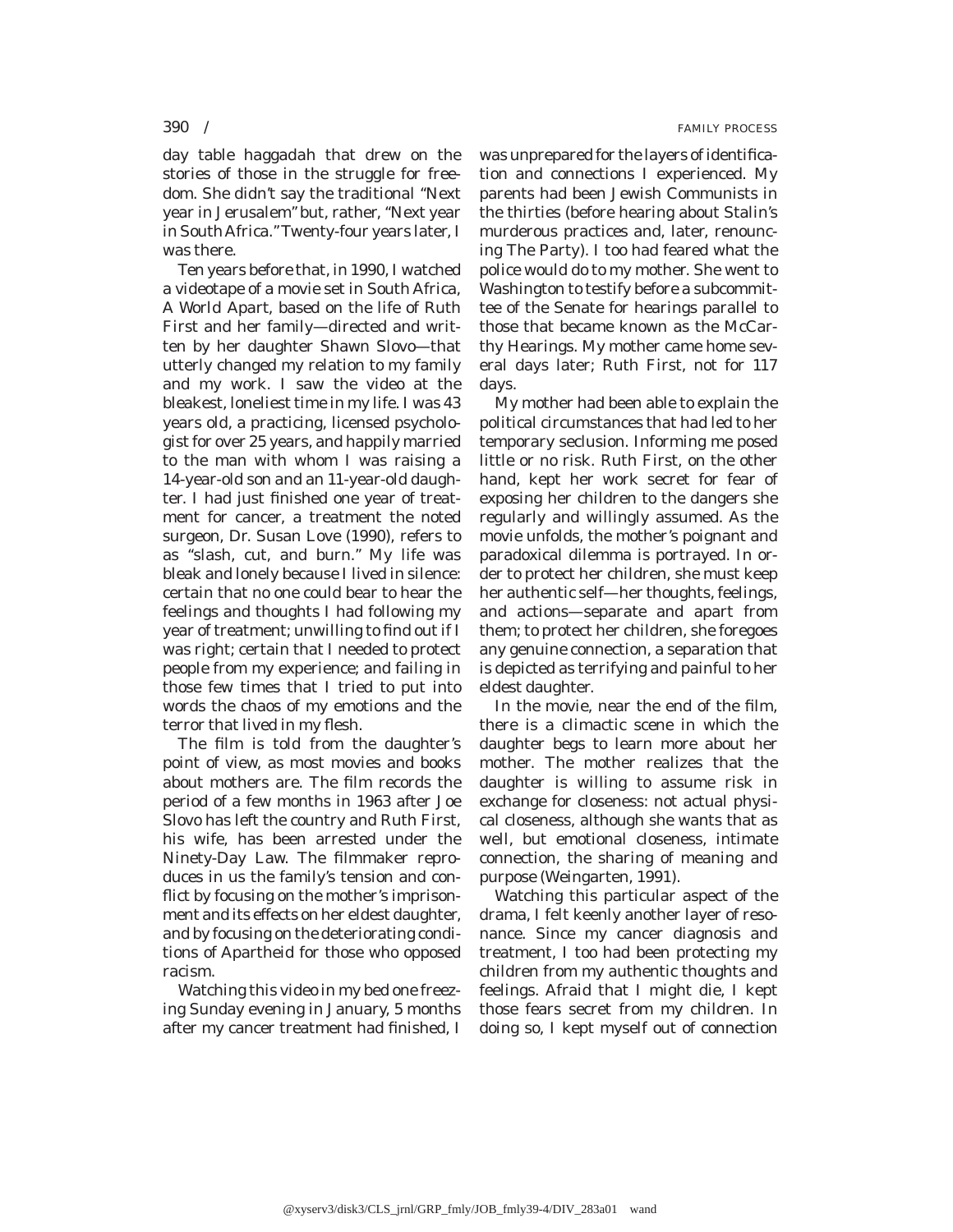day table haggadah that drew on the stories of those in the struggle for freedom. She didn't say the traditional "Next year in Jerusalem" but, rather, "Next year in South Africa." Twenty-four years later, I was there.

Ten years before that, in 1990, I watched a videotape of a movie set in South Africa, A World Apart, based on the life of Ruth First and her family—directed and written by her daughter Shawn Slovo—that utterly changed my relation to my family and my work. I saw the video at the bleakest, loneliest time in my life. I was 43 years old, a practicing, licensed psychologist for over 25 years, and happily married to the man with whom I was raising a 14-year-old son and an 11-year-old daughter. I had just finished one year of treatment for cancer, a treatment the noted surgeon, Dr. Susan Love (1990), refers to as "slash, cut, and burn." My life was bleak and lonely because I lived in silence: certain that no one could bear to hear the feelings and thoughts I had following my year of treatment; unwilling to find out if I was right; certain that I needed to protect people from my experience; and failing in those few times that I tried to put into words the chaos of my emotions and the terror that lived in my flesh.

The film is told from the daughter's point of view, as most movies and books about mothers are. The film records the period of a few months in 1963 after Joe Slovo has left the country and Ruth First, his wife, has been arrested under the Ninety-Day Law. The filmmaker reproduces in us the family's tension and conflict by focusing on the mother's imprisonment and its effects on her eldest daughter, and by focusing on the deteriorating conditions of Apartheid for those who opposed racism.

Watching this video in my bed one freezing Sunday evening in January, 5 months after my cancer treatment had finished, I was unprepared for the layers of identification and connections I experienced. My parents had been Jewish Communists in the thirties (before hearing about Stalin's murderous practices and, later, renouncing The Party). I too had feared what the police would do to my mother. She went to Washington to testify before a subcommittee of the Senate for hearings parallel to those that became known as the McCarthy Hearings. My mother came home several days later; Ruth First, not for 117 days.

My mother had been able to explain the political circumstances that had led to her temporary seclusion. Informing me posed little or no risk. Ruth First, on the other hand, kept her work secret for fear of exposing her children to the dangers she regularly and willingly assumed. As the movie unfolds, the mother's poignant and paradoxical dilemma is portrayed. In order to protect her children, she must keep her authentic self—her thoughts, feelings, and actions—separate and apart from them; to protect her children, she foregoes any genuine connection, a separation that is depicted as terrifying and painful to her eldest daughter.

In the movie, near the end of the film, there is a climactic scene in which the daughter begs to learn more about her mother. The mother realizes that the daughter is willing to assume risk in exchange for closeness: not actual physical closeness, although she wants that as well, but emotional closeness, intimate connection, the sharing of meaning and purpose (Weingarten, 1991).

Watching this particular aspect of the drama, I felt keenly another layer of resonance. Since my cancer diagnosis and treatment, I too had been protecting my children from my authentic thoughts and feelings. Afraid that I might die, I kept those fears secret from my children. In doing so, I kept myself out of connection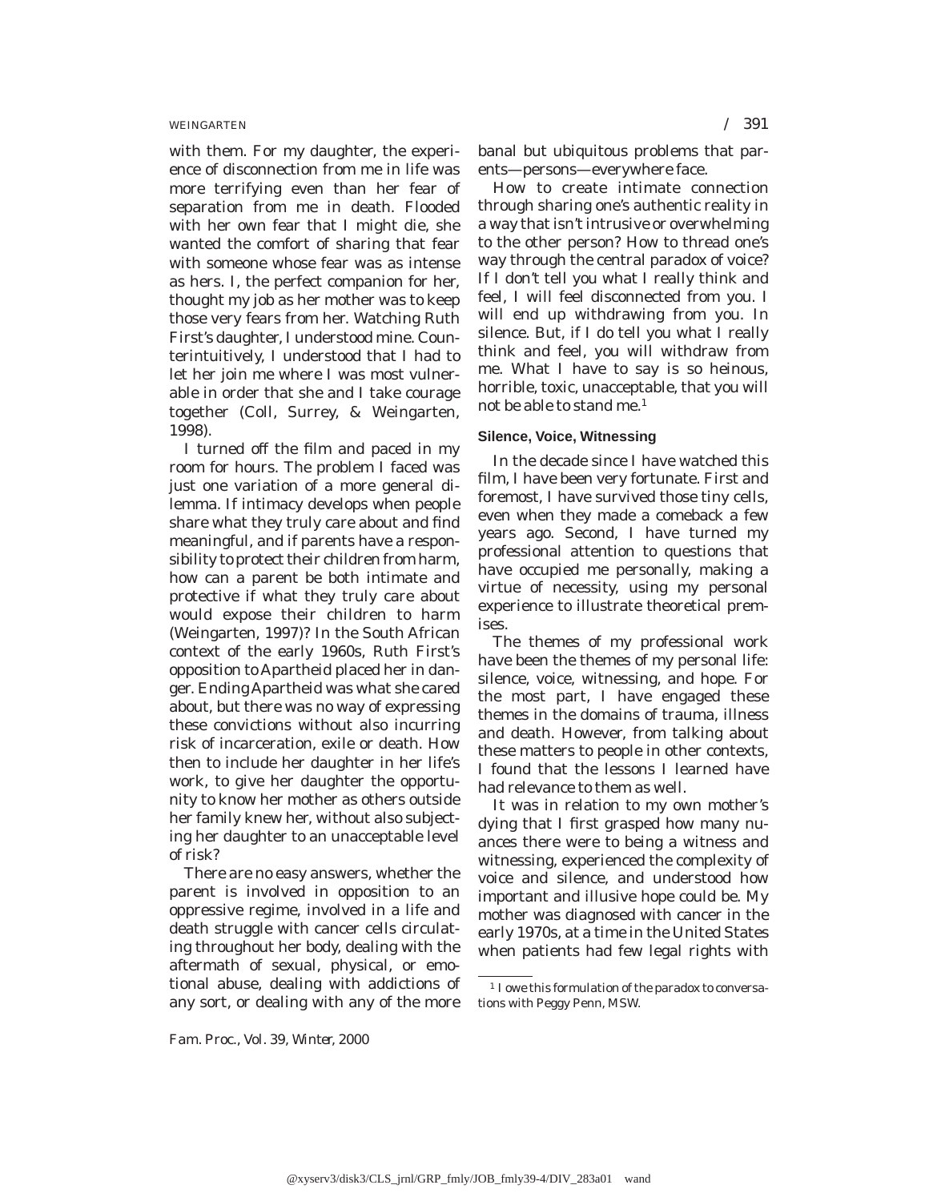with them. For my daughter, the experience of disconnection from me in life was more terrifying even than her fear of separation from me in death. Flooded with her own fear that I might die, she wanted the comfort of sharing that fear with someone whose fear was as intense as hers. I, the perfect companion for her, thought my job as her mother was to keep those very fears from her. Watching Ruth First's daughter, I understood mine. Counterintuitively, I understood that I had to let her join me where I was most vulnerable in order that she and I take courage together (Coll, Surrey, & Weingarten, 1998).

I turned off the film and paced in my room for hours. The problem I faced was just one variation of a more general dilemma. If intimacy develops when people share what they truly care about and find meaningful, and if parents have a responsibility to protect their children from harm, how can a parent be both intimate and protective if what they truly care about would expose their children to harm (Weingarten, 1997)? In the South African context of the early 1960s, Ruth First's opposition to Apartheid placed her in danger. Ending Apartheid was what she cared about, but there was no way of expressing these convictions without also incurring risk of incarceration, exile or death. How then to include her daughter in her life's work, to give her daughter the opportunity to know her mother as others outside her family knew her, without also subjecting her daughter to an unacceptable level of risk?

There are no easy answers, whether the parent is involved in opposition to an oppressive regime, involved in a life and death struggle with cancer cells circulating throughout her body, dealing with the aftermath of sexual, physical, or emotional abuse, dealing with addictions of any sort, or dealing with any of the more banal but ubiquitous problems that parents—persons—everywhere face.

How to create intimate connection through sharing one's authentic reality in a way that isn't intrusive or overwhelming to the other person? How to thread one's way through the central paradox of voice? If I don't tell you what I really think and feel, I will feel disconnected from you. I will end up withdrawing from you. In silence. But, if I do tell you what I really think and feel, you will withdraw from me. What I have to say is so heinous, horrible, toxic, unacceptable, that you will not be able to stand me.[1]

### Silence, Voice, Witnessing

In the decade since I have watched this film, I have been very fortunate. First and foremost, I have survived those tiny cells, even when they made a comeback a few years ago. Second, I have turned my professional attention to questions that have occupied me personally, making a virtue of necessity, using my personal experience to illustrate theoretical premises.

The themes of my professional work have been the themes of my personal life: silence, voice, witnessing, and hope. For the most part, I have engaged these themes in the domains of trauma, illness and death. However, from talking about these matters to people in other contexts, I found that the lessons I learned have had relevance to them as well.

It was in relation to my own mother's dying that I first grasped how many nuances there were to being a witness and witnessing, experienced the complexity of voice and silence, and understood how important and illusive hope could be. My mother was diagnosed with cancer in the early 1970s, at a time in the United States when patients had few legal rights with

[1] I owe this formulation of the paradox to conversations with Peggy Penn, MSW.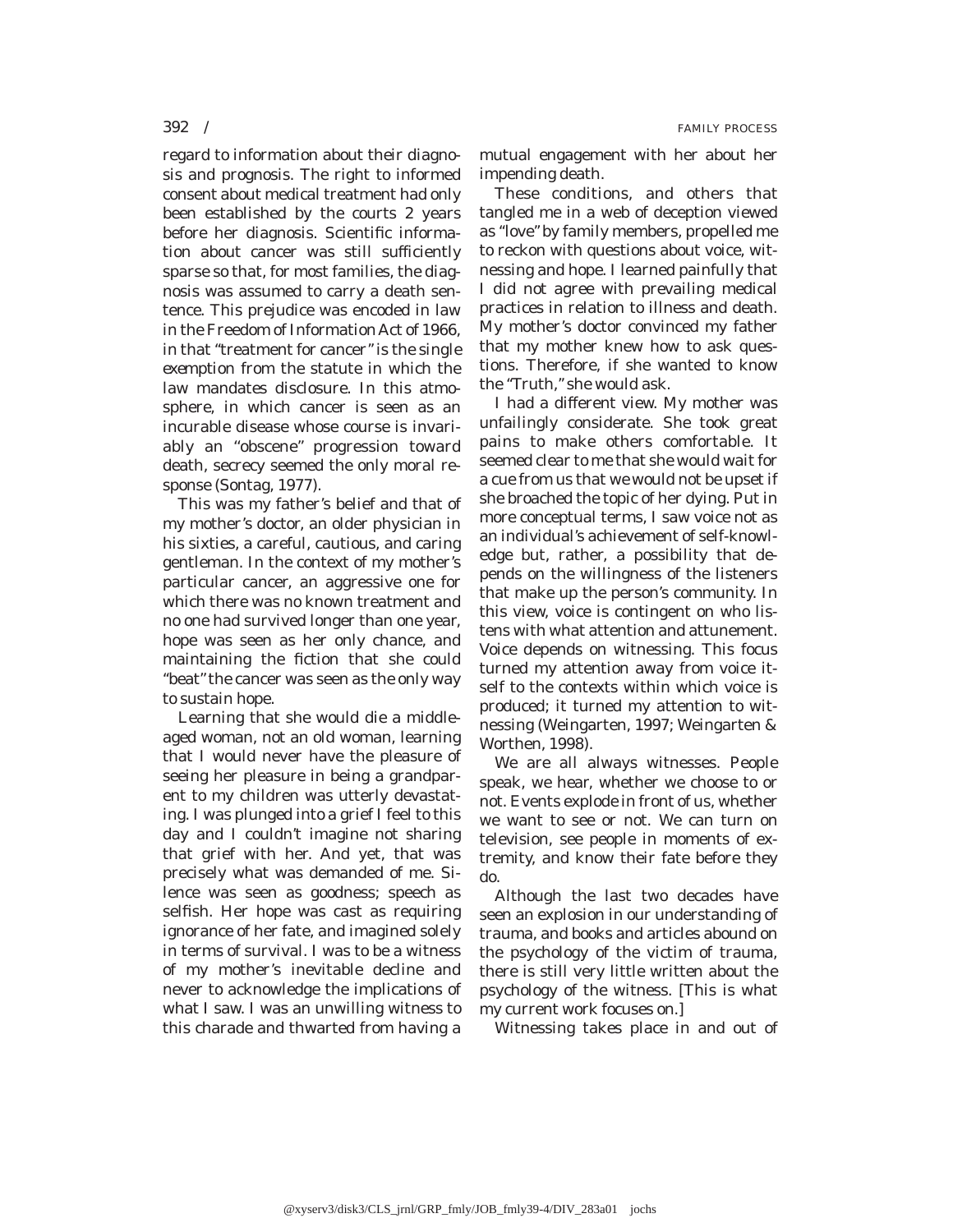regard to information about their diagnosis and prognosis. The right to informed consent about medical treatment had only been established by the courts 2 years before her diagnosis. Scientific information about cancer was still sufficiently sparse so that, for most families, the diagnosis was assumed to carry a death sentence. This prejudice was encoded in law in the Freedom of Information Act of 1966, in that "treatment for cancer" is the single exemption from the statute in which the law mandates disclosure. In this atmosphere, in which cancer is seen as an incurable disease whose course is invariably an "obscene" progression toward death, secrecy seemed the only moral response (Sontag, 1977).

This was my father's belief and that of my mother's doctor, an older physician in his sixties, a careful, cautious, and caring gentleman. In the context of my mother's particular cancer, an aggressive one for which there was no known treatment and no one had survived longer than one year, hope was seen as her only chance, and maintaining the fiction that she could "beat" the cancer was seen as the only way to sustain hope.

Learning that she would die a middle-aged woman, not an old woman, learning that I would never have the pleasure of seeing her pleasure in being a grandparent to my children was utterly devastating. I was plunged into a grief I feel to this day and I couldn't imagine not sharing that grief with her. And yet, that was precisely what was demanded of me. Silence was seen as goodness; speech as selfish. Her hope was cast as requiring ignorance of her fate, and imagined solely in terms of survival. I was to be a witness of my mother's inevitable decline and never to acknowledge the implications of what I saw. I was an unwilling witness to this charade and thwarted from having a mutual engagement with her about her impending death.

These conditions, and others that tangled me in a web of deception viewed as "love" by family members, propelled me to reckon with questions about voice, witnessing and hope. I learned painfully that I did not agree with prevailing medical practices in relation to illness and death. My mother's doctor convinced my father that my mother knew how to ask questions. Therefore, if she wanted to know the "Truth," she would ask.

I had a different view. My mother was unfailingly considerate. She took great pains to make others comfortable. It seemed clear to me that she would wait for a cue from us that we would not be upset if she broached the topic of her dying. Put in more conceptual terms, I saw voice not as an individual's achievement of self-knowledge but, rather, a possibility that depends on the willingness of the listeners that make up the person's community. In this view, voice is contingent on who listens with what attention and attunement. Voice depends on witnessing. This focus turned my attention away from voice itself to the contexts within which voice is produced; it turned my attention to witnessing (Weingarten, 1997; Weingarten & Worthen, 1998).

We are all always witnesses. People speak, we hear, whether we choose to or not. Events explode in front of us, whether we want to see or not. We can turn on television, see people in moments of extremity, and know their fate before they do.

Although the last two decades have seen an explosion in our understanding of trauma, and books and articles abound on the psychology of the victim of trauma, there is still very little written about the psychology of the witness. [This is what my current work focuses on.]

Witnessing takes place in and out of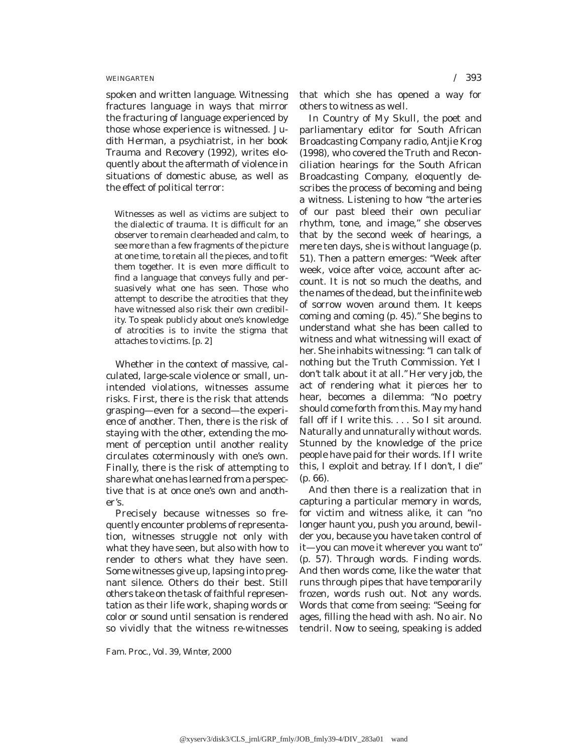spoken and written language. Witnessing fractures language in ways that mirror the fracturing of language experienced by those whose experience is witnessed. Judith Herman, a psychiatrist, in her book *Trauma and Recovery* (1992), writes eloquently about the aftermath of violence in situations of domestic abuse, as well as the effect of political terror:

> Witnesses as well as victims are subject to the dialectic of trauma. It is difficult for an observer to remain clearheaded and calm, to see more than a few fragments of the picture at one time, to retain all the pieces, and to fit them together. It is even more difficult to find a language that conveys fully and persuasively what one has seen. Those who attempt to describe the atrocities that they have witnessed also risk their own credibility. To speak publicly about one's knowledge of atrocities is to invite the stigma that attaches to victims. [p. 2]

Whether in the context of massive, calculated, large-scale violence or small, unintended violations, witnesses assume risks. First, there is the risk that attends grasping—even for a second—the experience of another. Then, there is the risk of staying with the other, extending the moment of perception until another reality circulates coterminously with one's own. Finally, there is the risk of attempting to share what one has learned from a perspective that is at once one's own and another's.

Precisely because witnesses so frequently encounter problems of representation, witnesses struggle not only with what they have seen, but also with how to render to others what they have seen. Some witnesses give up, lapsing into pregnant silence. Others do their best. Still others take on the task of faithful representation as their life work, shaping words or color or sound until sensation is rendered so vividly that the witness re-witnesses that which she has opened a way for others to witness as well.

In *Country of My Skull*, the poet and parliamentary editor for South African Broadcasting Company radio, Antjie Krog (1998), who covered the Truth and Reconciliation hearings for the South African Broadcasting Company, eloquently describes the process of becoming and being a witness. Listening to how "the arteries of our past bleed their own peculiar rhythm, tone, and image," she observes that by the second week of hearings, a mere ten days, she is without language (p. 51). Then a pattern emerges: "Week after week, voice after voice, account after account. It is not so much the deaths, and the names of the dead, but the infinite web of sorrow woven around them. It keeps coming and coming (p. 45)." She begins to understand what she has been called to witness and what witnessing will exact of her. She inhabits witnessing: "I can talk of nothing but the Truth Commission. Yet I don't talk about it at all." Her very job, the act of rendering what it pierces her to hear, becomes a dilemma: "No poetry should come forth from this. May my hand fall off if I write this. . . . So I sit around. Naturally and unnaturally without words. Stunned by the knowledge of the price people have paid for their words. If I write this, I exploit and betray. If I don't, I die" (p. 66).

And then there is a realization that in capturing a particular memory in words, for victim and witness alike, it can "no longer haunt you, push you around, bewilder you, because you have taken control of it—you can move it wherever you want to" (p. 57). Through words. Finding words. And then words come, like the water that runs through pipes that have temporarily frozen, words rush out. Not any words. Words that come from seeing: "Seeing for ages, filling the head with ash. No air. No tendril. Now to seeing, speaking is added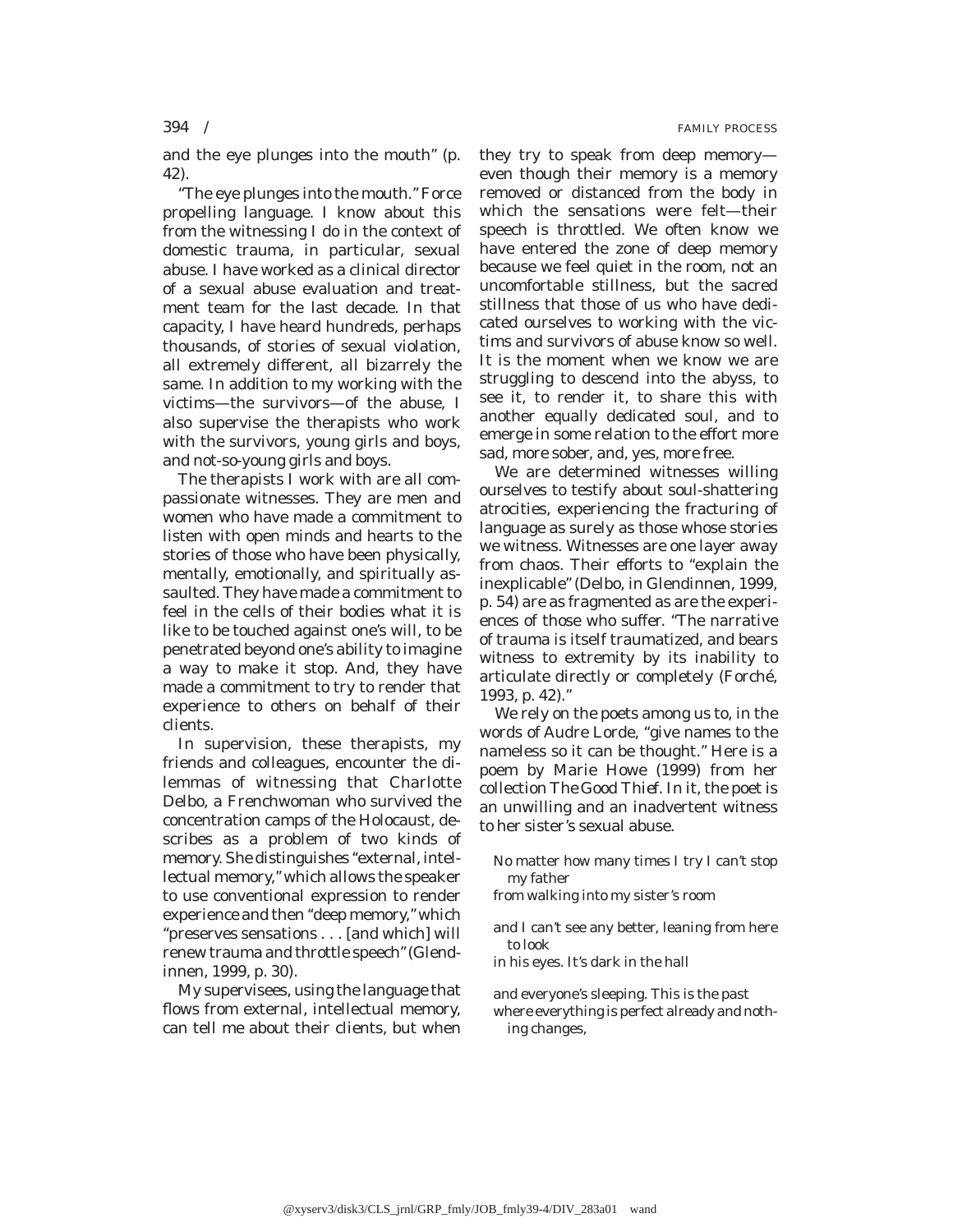and the eye plunges into the mouth" (p. 42).

"The eye plunges into the mouth." Force propelling language. I know about this from the witnessing I do in the context of domestic trauma, in particular, sexual abuse. I have worked as a clinical director of a sexual abuse evaluation and treatment team for the last decade. In that capacity, I have heard hundreds, perhaps thousands, of stories of sexual violation, all extremely different, all bizarrely the same. In addition to my working with the victims—the survivors—of the abuse, I also supervise the therapists who work with the survivors, young girls and boys, and not-so-young girls and boys.

The therapists I work with are all compassionate witnesses. They are men and women who have made a commitment to listen with open minds and hearts to the stories of those who have been physically, mentally, emotionally, and spiritually assaulted. They have made a commitment to feel in the cells of their bodies what it is like to be touched against one's will, to be penetrated beyond one's ability to imagine a way to make it stop. And, they have made a commitment to try to render that experience to others on behalf of their clients.

In supervision, these therapists, my friends and colleagues, encounter the dilemmas of witnessing that Charlotte Delbo, a Frenchwoman who survived the concentration camps of the Holocaust, describes as a problem of two kinds of memory. She distinguishes "external, intellectual memory," which allows the speaker to use conventional expression to render experience and then "deep memory," which "preserves sensations . . . [and which] will renew trauma and throttle speech" (Glendinnen, 1999, p. 30).

My supervisees, using the language that flows from external, intellectual memory, can tell me about their clients, but when they try to speak from deep memory—even though their memory is a memory removed or distanced from the body in which the sensations were felt—their speech is throttled. We often know we have entered the zone of deep memory because we feel quiet in the room, not an uncomfortable stillness, but the sacred stillness that those of us who have dedicated ourselves to working with the victims and survivors of abuse know so well. It is the moment when we know we are struggling to descend into the abyss, to see it, to render it, to share this with another equally dedicated soul, and to emerge in some relation to the effort more sad, more sober, and, yes, more free.

We are determined witnesses willing ourselves to testify about soul-shattering atrocities, experiencing the fracturing of language as surely as those whose stories we witness. Witnesses are one layer away from chaos. Their efforts to "explain the inexplicable" (Delbo, in Glendinnen, 1999, p. 54) are as fragmented as are the experiences of those who suffer. "The narrative of trauma is itself traumatized, and bears witness to extremity by its inability to articulate directly or completely (Forché, 1993, p. 42)."

We rely on the poets among us to, in the words of Audre Lorde, "give names to the nameless so it can be thought." Here is a poem by Marie Howe (1999) from her collection *The Good Thief*. In it, the poet is an unwilling and an inadvertent witness to her sister's sexual abuse.

> No matter how many times I try I can't stop my father
> from walking into my sister's room
>
> and I can't see any better, leaning from here to look
> in his eyes. It's dark in the hall
>
> and everyone's sleeping. This is the past
> where everything is perfect already and nothing changes,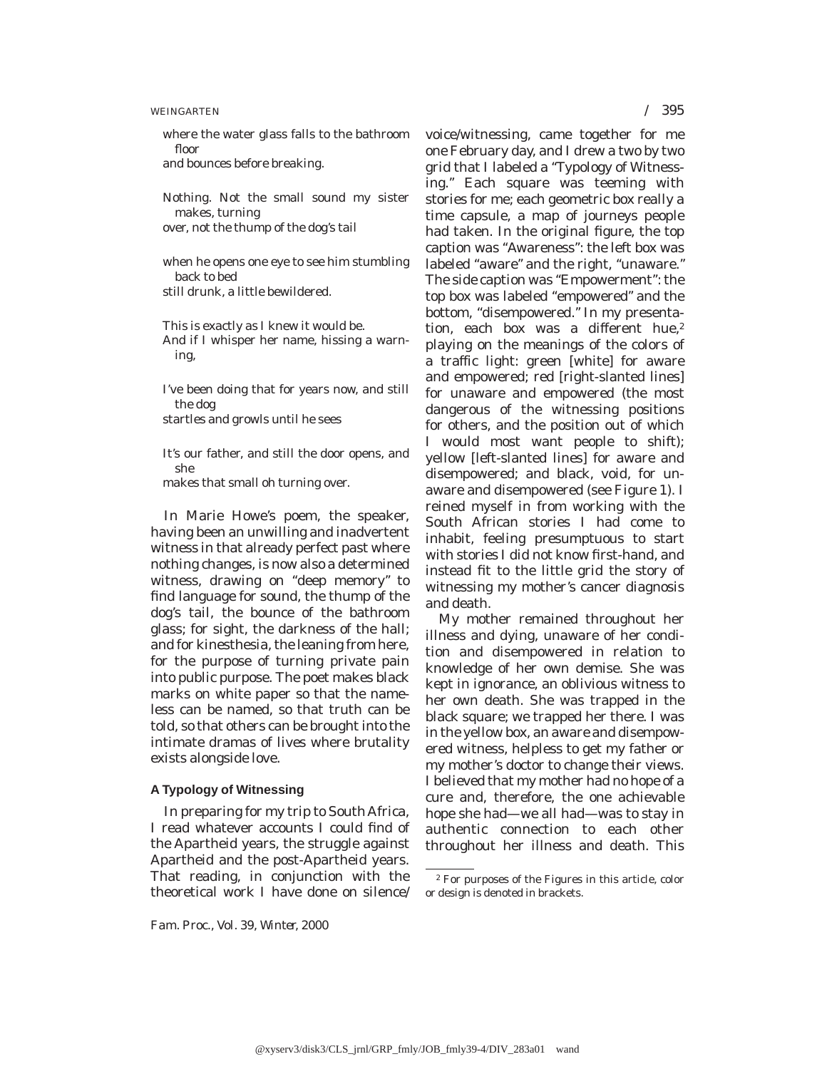where the water glass falls to the bathroom floor
and bounces before breaking.

Nothing. Not the small sound my sister makes, turning
over, not the thump of the dog's tail

when he opens one eye to see him stumbling back to bed
still drunk, a little bewildered.

This is exactly as I knew it would be.
And if I whisper her name, hissing a warning,

I've been doing that for years now, and still the dog
startles and growls until he sees

It's our father, and still the door opens, and she
makes that small oh turning over.

In Marie Howe's poem, the speaker, having been an unwilling and inadvertent witness in that already perfect past where nothing changes, is now also a determined witness, drawing on "deep memory" to find language for sound, the thump of the dog's tail, the bounce of the bathroom glass; for sight, the darkness of the hall; and for kinesthesia, the leaning from here, for the purpose of turning private pain into public purpose. The poet makes black marks on white paper so that the nameless can be named, so that truth can be told, so that others can be brought into the intimate dramas of lives where brutality exists alongside love.

### A Typology of Witnessing

In preparing for my trip to South Africa, I read whatever accounts I could find of the Apartheid years, the struggle against Apartheid and the post-Apartheid years. That reading, in conjunction with the theoretical work I have done on silence/voice/witnessing, came together for me one February day, and I drew a two by two grid that I labeled a "Typology of Witnessing." Each square was teeming with stories for me; each geometric box really a time capsule, a map of journeys people had taken. In the original figure, the top caption was "Awareness": the left box was labeled "aware" and the right, "unaware." The side caption was "Empowerment": the top box was labeled "empowered" and the bottom, "disempowered." In my presentation, each box was a different hue,[2] playing on the meanings of the colors of a traffic light: green [white] for aware and empowered; red [right-slanted lines] for unaware and empowered (the most dangerous of the witnessing positions for others, and the position out of which I would most want people to shift); yellow [left-slanted lines] for aware and disempowered; and black, void, for unaware and disempowered (see Figure 1). I reined myself in from working with the South African stories I had come to inhabit, feeling presumptuous to start with stories I did not know first-hand, and instead fit to the little grid the story of witnessing my mother's cancer diagnosis and death.

My mother remained throughout her illness and dying, unaware of her condition and disempowered in relation to knowledge of her own demise. She was kept in ignorance, an oblivious witness to her own death. She was trapped in the black square; we trapped her there. I was in the yellow box, an aware and disempowered witness, helpless to get my father or my mother's doctor to change their views. I believed that my mother had no hope of a cure and, therefore, the one achievable hope she had—we all had—was to stay in authentic connection to each other throughout her illness and death. This

[2] For purposes of the Figures in this article, color or design is denoted in brackets.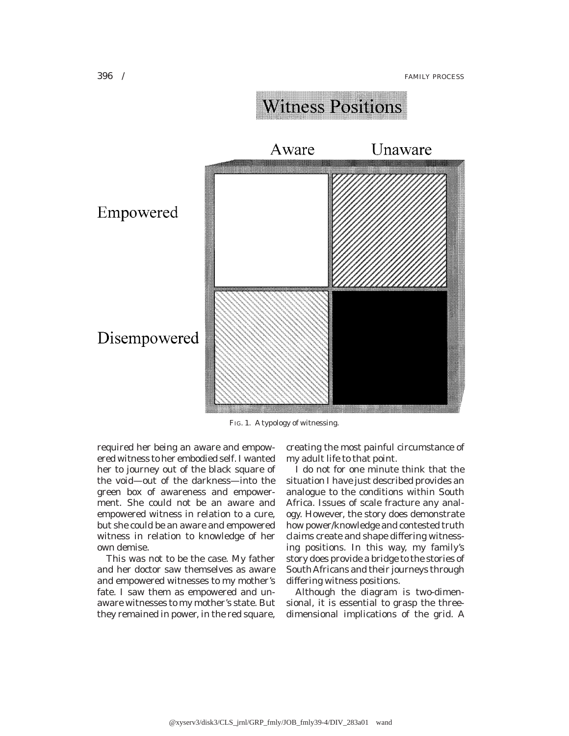**Witness Positions**

| | Aware | Unaware |
|---|---|---|
| Empowered | | |
| Disempowered | | |

FIG. 1. A typology of witnessing.

required her being an aware and empowered witness to her embodied self. I wanted her to journey out of the black square of the void—out of the darkness—into the green box of awareness and empowerment. She could not be an aware and empowered witness in relation to a cure, but she could be an aware and empowered witness in relation to knowledge of her own demise.

This was not to be the case. My father and her doctor saw themselves as aware and empowered witnesses to my mother's fate. I saw them as empowered and unaware witnesses to my mother's state. But they remained in power, in the red square, creating the most painful circumstance of my adult life to that point.

I do not for one minute think that the situation I have just described provides an analogue to the conditions within South Africa. Issues of scale fracture any analogy. However, the story does demonstrate how power/knowledge and contested truth claims create and shape differing witnessing positions. In this way, my family's story does provide a bridge to the stories of South Africans and their journeys through differing witness positions.

Although the diagram is two-dimensional, it is essential to grasp the three-dimensional implications of the grid. A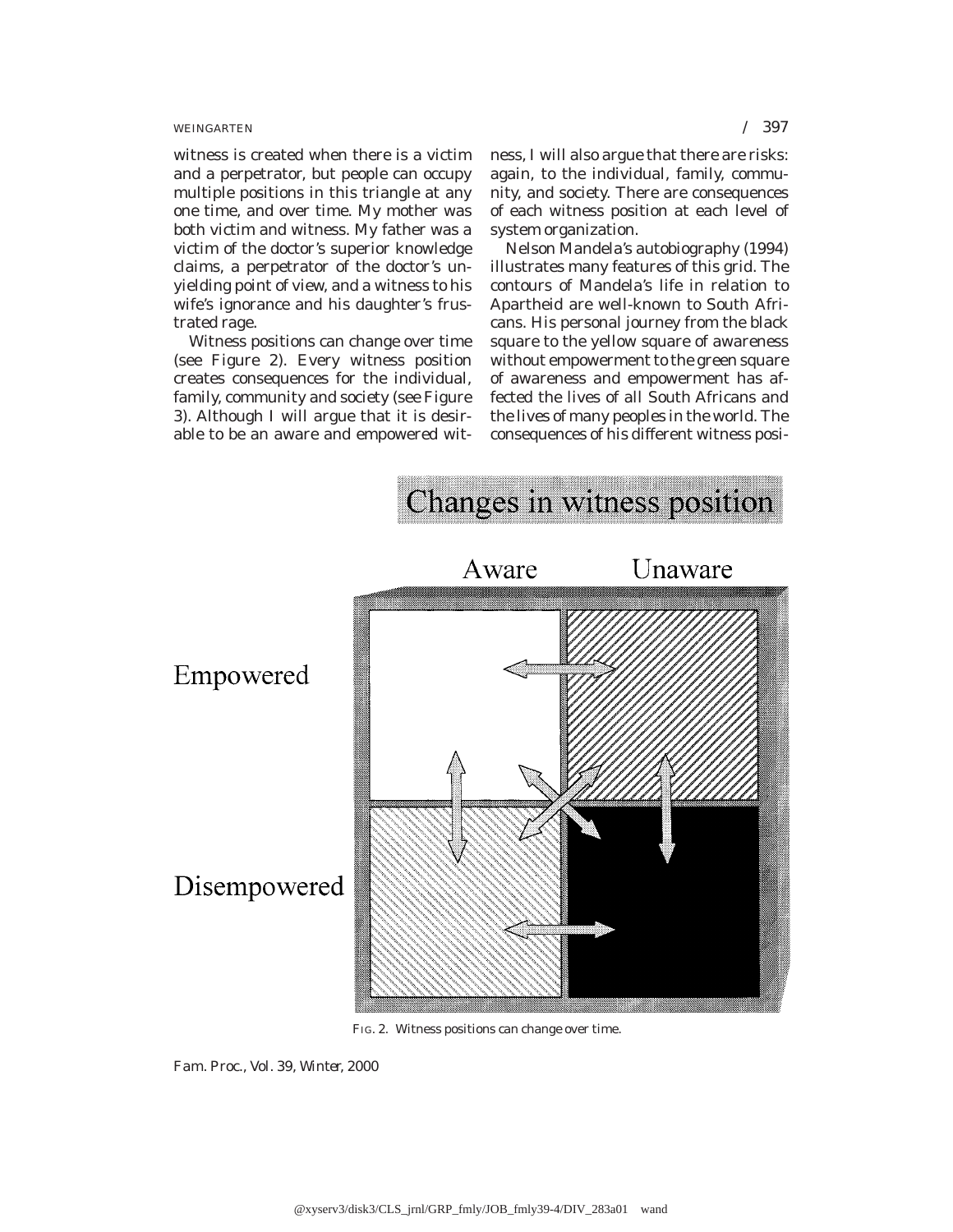witness is created when there is a victim and a perpetrator, but people can occupy multiple positions in this triangle at any one time, and over time. My mother was both victim and witness. My father was a victim of the doctor's superior knowledge claims, a perpetrator of the doctor's unyielding point of view, and a witness to his wife's ignorance and his daughter's frustrated rage.

Witness positions can change over time (see Figure 2). Every witness position creates consequences for the individual, family, community and society (see Figure 3). Although I will argue that it is desirable to be an aware and empowered witness, I will also argue that there are risks: again, to the individual, family, community, and society. There are consequences of each witness position at each level of system organization.

Nelson Mandela's autobiography (1994) illustrates many features of this grid. The contours of Mandela's life in relation to Apartheid are well-known to South Africans. His personal journey from the black square to the yellow square of awareness without empowerment to the green square of awareness and empowerment has affected the lives of all South Africans and the lives of many peoples in the world. The consequences of his different witness posi-

FIG. 2. Witness positions can change over time.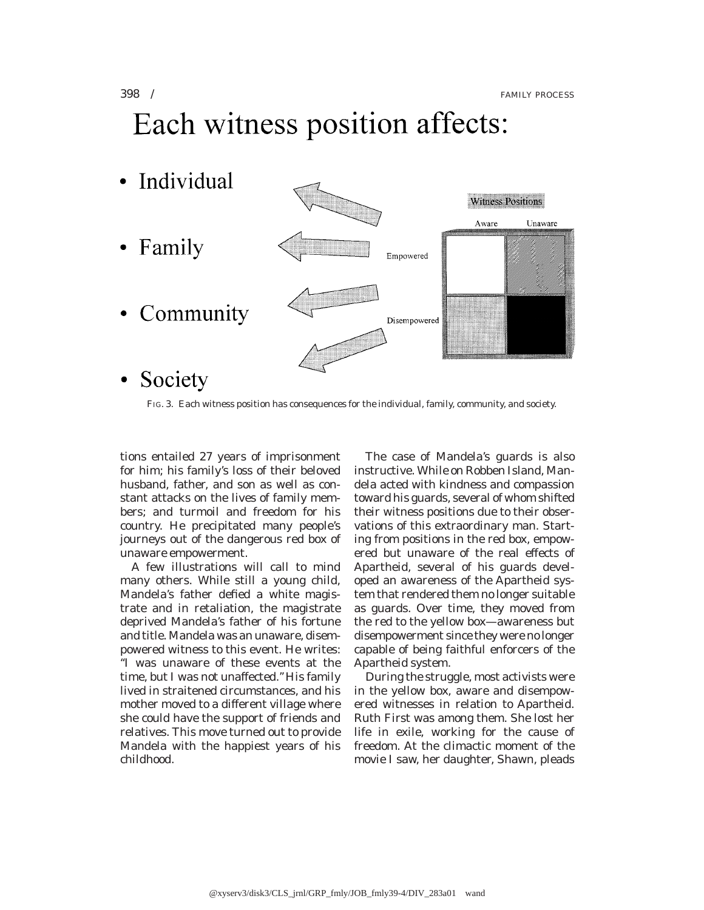# Each witness position affects:

- Individual
- Family
- Community
- Society

| | Aware | Unaware |
|---|---|---|
| Empowered | | |
| Disempowered | | |

Witness Positions

FIG. 3. Each witness position has consequences for the individual, family, community, and society.

tions entailed 27 years of imprisonment for him; his family's loss of their beloved husband, father, and son as well as constant attacks on the lives of family members; and turmoil and freedom for his country. He precipitated many people's journeys out of the dangerous red box of unaware empowerment.

A few illustrations will call to mind many others. While still a young child, Mandela's father defied a white magistrate and in retaliation, the magistrate deprived Mandela's father of his fortune and title. Mandela was an unaware, disempowered witness to this event. He writes: "I was unaware of these events at the time, but I was not unaffected." His family lived in straitened circumstances, and his mother moved to a different village where she could have the support of friends and relatives. This move turned out to provide Mandela with the happiest years of his childhood.

The case of Mandela's guards is also instructive. While on Robben Island, Mandela acted with kindness and compassion toward his guards, several of whom shifted their witness positions due to their observations of this extraordinary man. Starting from positions in the red box, empowered but unaware of the real effects of Apartheid, several of his guards developed an awareness of the Apartheid system that rendered them no longer suitable as guards. Over time, they moved from the red to the yellow box—awareness but disempowerment since they were no longer capable of being faithful enforcers of the Apartheid system.

During the struggle, most activists were in the yellow box, aware and disempowered witnesses in relation to Apartheid. Ruth First was among them. She lost her life in exile, working for the cause of freedom. At the climactic moment of the movie I saw, her daughter, Shawn, pleads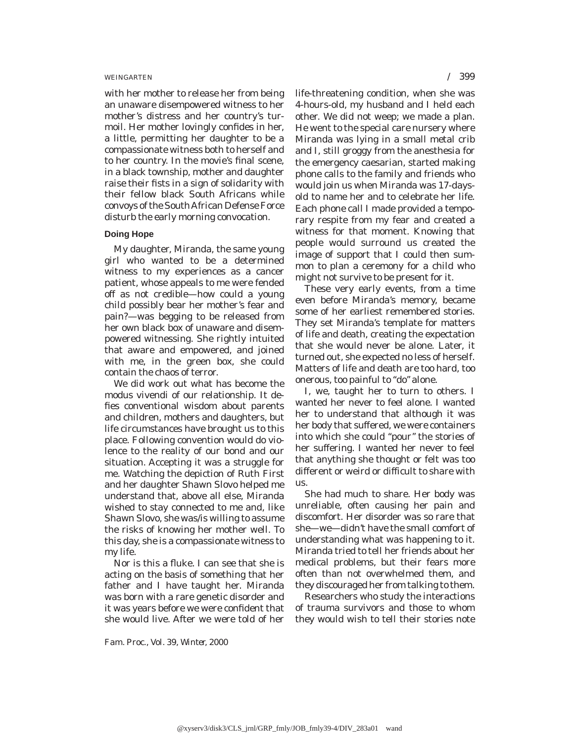with her mother to release her from being an unaware disempowered witness to her mother's distress and her country's turmoil. Her mother lovingly confides in her, a little, permitting her daughter to be a compassionate witness both to herself and to her country. In the movie's final scene, in a black township, mother and daughter raise their fists in a sign of solidarity with their fellow black South Africans while convoys of the South African Defense Force disturb the early morning convocation.

### Doing Hope

My daughter, Miranda, the same young girl who wanted to be a determined witness to my experiences as a cancer patient, whose appeals to me were fended off as not credible—how could a young child possibly bear her mother's fear and pain?—was begging to be released from her own black box of unaware and disempowered witnessing. She rightly intuited that aware and empowered, and joined with me, in the green box, she could contain the chaos of terror.

We did work out what has become the modus vivendi of our relationship. It defies conventional wisdom about parents and children, mothers and daughters, but life circumstances have brought us to this place. Following convention would do violence to the reality of our bond and our situation. Accepting it was a struggle for me. Watching the depiction of Ruth First and her daughter Shawn Slovo helped me understand that, above all else, Miranda wished to stay connected to me and, like Shawn Slovo, she was/is willing to assume the risks of knowing her mother well. To this day, she is a compassionate witness to my life.

Nor is this a fluke. I can see that she is acting on the basis of something that her father and I have taught her. Miranda was born with a rare genetic disorder and it was years before we were confident that she would live. After we were told of her life-threatening condition, when she was 4-hours-old, my husband and I held each other. We did not weep; we made a plan. He went to the special care nursery where Miranda was lying in a small metal crib and I, still groggy from the anesthesia for the emergency caesarian, started making phone calls to the family and friends who would join us when Miranda was 17-days-old to name her and to celebrate her life. Each phone call I made provided a temporary respite from my fear and created a witness for that moment. Knowing that people would surround us created the image of support that I could then summon to plan a ceremony for a child who might not survive to be present for it.

These very early events, from a time even before Miranda's memory, became some of her earliest remembered stories. They set Miranda's template for matters of life and death, creating the expectation that she would never be alone. Later, it turned out, she expected no less of herself. Matters of life and death are too hard, too onerous, too painful to "do" alone.

I, we, taught her to turn to others. I wanted her never to feel alone. I wanted her to understand that although it was her body that suffered, we were containers into which she could "pour" the stories of her suffering. I wanted her never to feel that anything she thought or felt was too different or weird or difficult to share with us.

She had much to share. Her body was unreliable, often causing her pain and discomfort. Her disorder was so rare that she—we—didn't have the small comfort of understanding what was happening to it. Miranda tried to tell her friends about her medical problems, but their fears more often than not overwhelmed them, and they discouraged her from talking to them.

Researchers who study the interactions of trauma survivors and those to whom they would wish to tell their stories note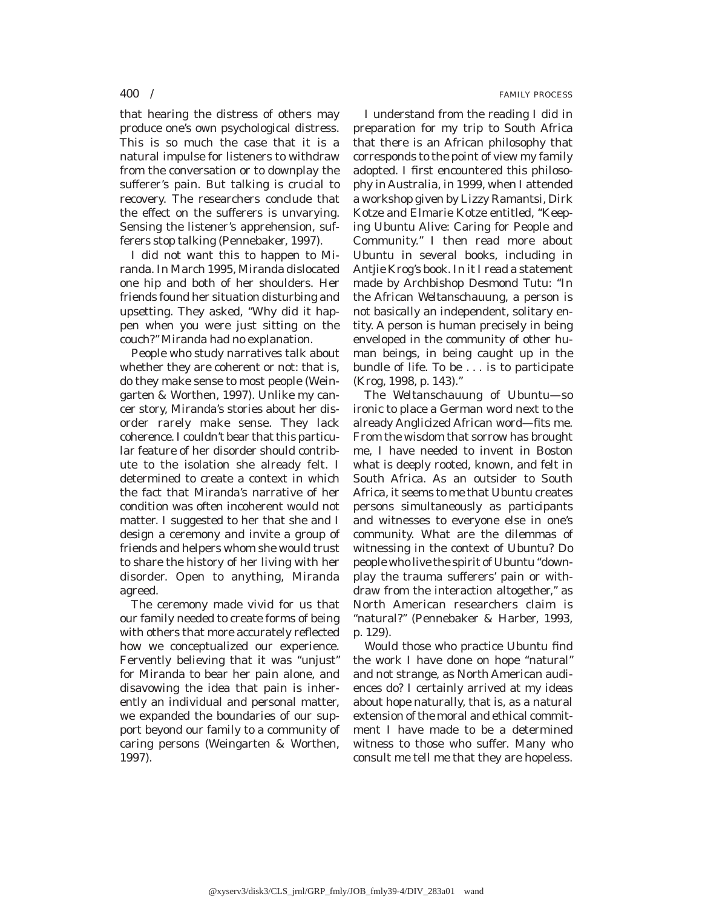that hearing the distress of others may produce one's own psychological distress. This is so much the case that it is a natural impulse for listeners to withdraw from the conversation or to downplay the sufferer's pain. But talking is crucial to recovery. The researchers conclude that the effect on the sufferers is unvarying. Sensing the listener's apprehension, sufferers stop talking (Pennebaker, 1997).

I did not want this to happen to Miranda. In March 1995, Miranda dislocated one hip and both of her shoulders. Her friends found her situation disturbing and upsetting. They asked, "Why did it happen when you were just sitting on the couch?" Miranda had no explanation.

People who study narratives talk about whether they are coherent or not: that is, do they make sense to most people (Weingarten & Worthen, 1997). Unlike my cancer story, Miranda's stories about her disorder rarely make sense. They lack coherence. I couldn't bear that this particular feature of her disorder should contribute to the isolation she already felt. I determined to create a context in which the fact that Miranda's narrative of her condition was often incoherent would not matter. I suggested to her that she and I design a ceremony and invite a group of friends and helpers whom she would trust to share the history of her living with her disorder. Open to anything, Miranda agreed.

The ceremony made vivid for us that our family needed to create forms of being with others that more accurately reflected how we conceptualized our experience. Fervently believing that it was "unjust" for Miranda to bear her pain alone, and disavowing the idea that pain is inherently an individual and personal matter, we expanded the boundaries of our support beyond our family to a community of caring persons (Weingarten & Worthen, 1997).

I understand from the reading I did in preparation for my trip to South Africa that there is an African philosophy that corresponds to the point of view my family adopted. I first encountered this philosophy in Australia, in 1999, when I attended a workshop given by Lizzy Ramantsi, Dirk Kotze and Elmarie Kotze entitled, "Keeping Ubuntu Alive: Caring for People and Community." I then read more about Ubuntu in several books, including in Antjie Krog's book. In it I read a statement made by Archbishop Desmond Tutu: "In the African *Weltanschauung*, a person is not basically an independent, solitary entity. A person is human precisely in being enveloped in the community of other human beings, in being caught up in the bundle of life. To be . . . is to participate (Krog, 1998, p. 143)."

The *Weltanschauung* of Ubuntu—so ironic to place a German word next to the already Anglicized African word—fits me. From the wisdom that sorrow has brought me, I have needed to invent in Boston what is deeply rooted, known, and felt in South Africa. As an outsider to South Africa, it seems to me that Ubuntu creates persons simultaneously as participants and witnesses to everyone else in one's community. What are the dilemmas of witnessing in the context of Ubuntu? Do people who live the spirit of Ubuntu "downplay the trauma sufferers' pain or withdraw from the interaction altogether," as North American researchers claim is "natural?" (Pennebaker & Harber, 1993, p. 129).

Would those who practice Ubuntu find the work I have done on hope "natural" and not strange, as North American audiences do? I certainly arrived at my ideas about hope naturally, that is, as a natural extension of the moral and ethical commitment I have made to be a determined witness to those who suffer. Many who consult me tell me that they are hopeless.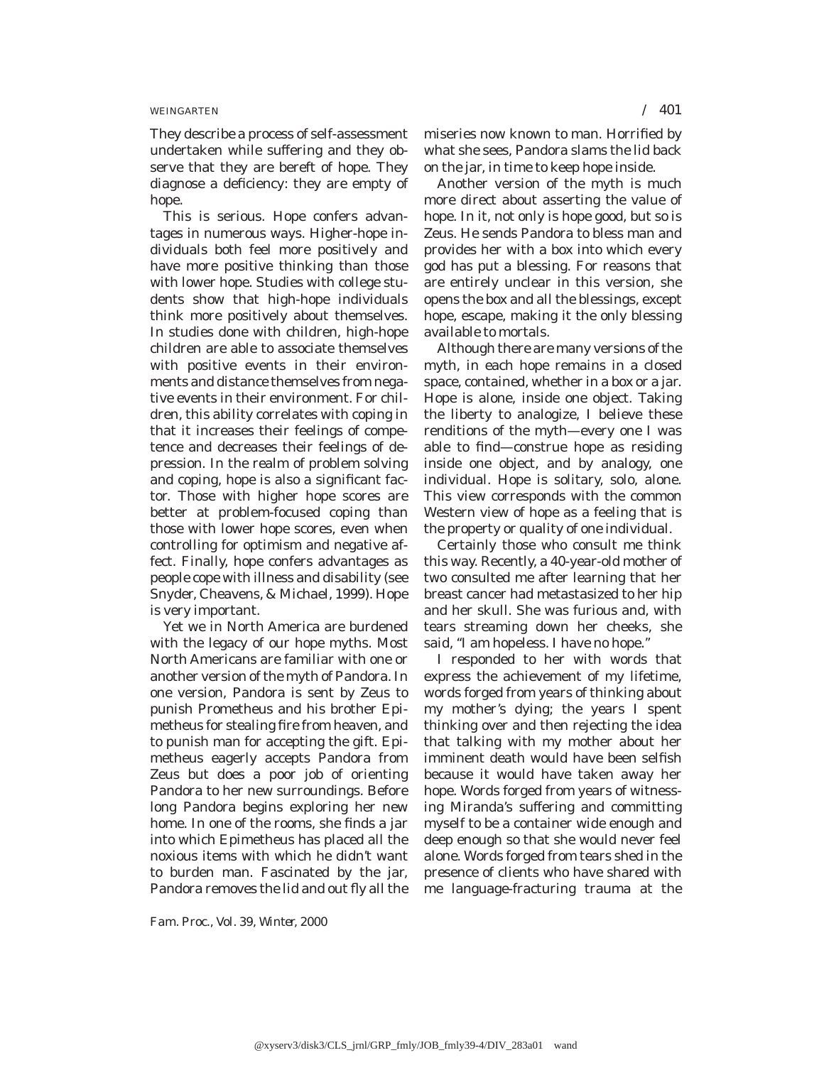They describe a process of self-assessment undertaken while suffering and they observe that they are bereft of hope. They diagnose a deficiency: they are empty of hope.

This is serious. Hope confers advantages in numerous ways. Higher-hope individuals both feel more positively and have more positive thinking than those with lower hope. Studies with college students show that high-hope individuals think more positively about themselves. In studies done with children, high-hope children are able to associate themselves with positive events in their environments and distance themselves from negative events in their environment. For children, this ability correlates with coping in that it increases their feelings of competence and decreases their feelings of depression. In the realm of problem solving and coping, hope is also a significant factor. Those with higher hope scores are better at problem-focused coping than those with lower hope scores, even when controlling for optimism and negative affect. Finally, hope confers advantages as people cope with illness and disability (see Snyder, Cheavens, & Michael, 1999). Hope is very important.

Yet we in North America are burdened with the legacy of our hope myths. Most North Americans are familiar with one or another version of the myth of Pandora. In one version, Pandora is sent by Zeus to punish Prometheus and his brother Epimetheus for stealing fire from heaven, and to punish man for accepting the gift. Epimetheus eagerly accepts Pandora from Zeus but does a poor job of orienting Pandora to her new surroundings. Before long Pandora begins exploring her new home. In one of the rooms, she finds a jar into which Epimetheus has placed all the noxious items with which he didn't want to burden man. Fascinated by the jar, Pandora removes the lid and out fly all the miseries now known to man. Horrified by what she sees, Pandora slams the lid back on the jar, in time to keep hope inside.

Another version of the myth is much more direct about asserting the value of hope. In it, not only is hope good, but so is Zeus. He sends Pandora to bless man and provides her with a box into which every god has put a blessing. For reasons that are entirely unclear in this version, she opens the box and all the blessings, except hope, escape, making it the only blessing available to mortals.

Although there are many versions of the myth, in each hope remains in a closed space, contained, whether in a box or a jar. Hope is alone, inside one object. Taking the liberty to analogize, I believe these renditions of the myth—every one I was able to find—construe hope as residing inside one object, and by analogy, one individual. Hope is solitary, solo, alone. This view corresponds with the common Western view of hope as a feeling that is the property or quality of one individual.

Certainly those who consult me think this way. Recently, a 40-year-old mother of two consulted me after learning that her breast cancer had metastasized to her hip and her skull. She was furious and, with tears streaming down her cheeks, she said, "I am hopeless. I have no hope."

I responded to her with words that express the achievement of my lifetime, words forged from years of thinking about my mother's dying; the years I spent thinking over and then rejecting the idea that talking with my mother about her imminent death would have been selfish because it would have taken away her hope. Words forged from years of witnessing Miranda's suffering and committing myself to be a container wide enough and deep enough so that she would never feel alone. Words forged from tears shed in the presence of clients who have shared with me language-fracturing trauma at the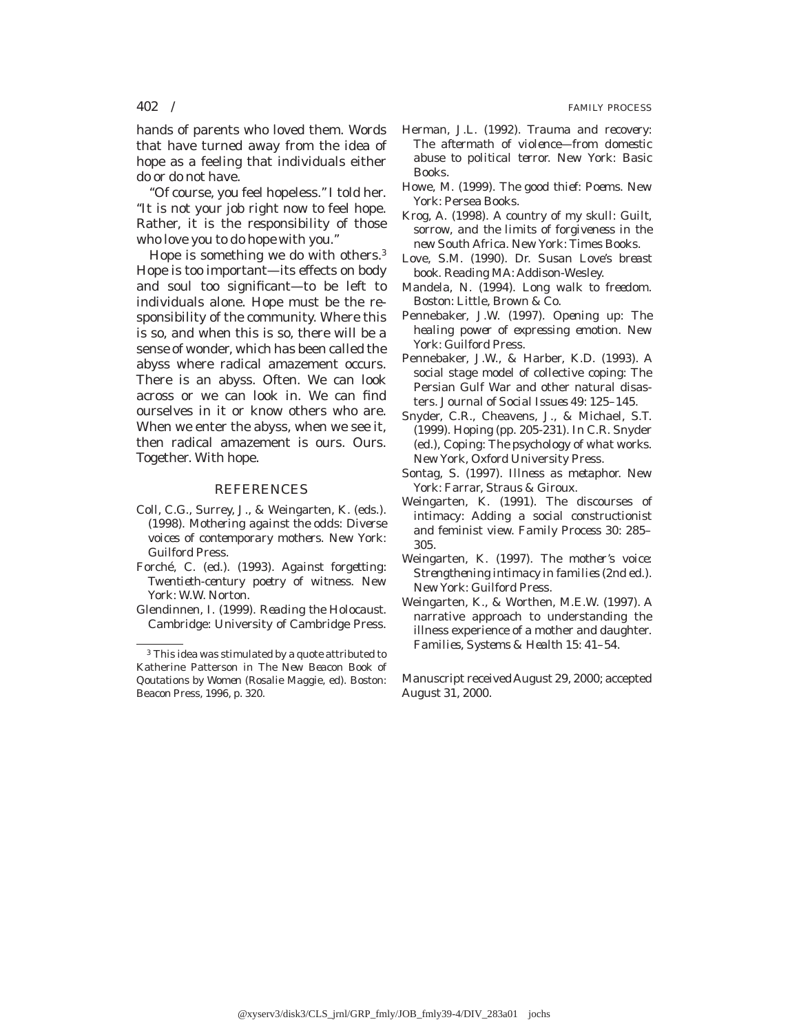hands of parents who loved them. Words that have turned away from the idea of hope as a feeling that individuals either do or do not have.

"Of course, you feel hopeless." I told her. "It is not your job right now to feel hope. Rather, it is the responsibility of those who love you to do hope with you."

Hope is something we do with others.[3] Hope is too important—its effects on body and soul too significant—to be left to individuals alone. Hope must be the responsibility of the community. Where this is so, and when this is so, there will be a sense of wonder, which has been called the abyss where radical amazement occurs. There is an abyss. Often. We can look across or we can look in. We can find ourselves in it or know others who are. When we enter the abyss, when we see it, then radical amazement is ours. Ours. Together. With hope.

## REFERENCES

Coll, C.G., Surrey, J., & Weingarten, K. (eds.). (1998). *Mothering against the odds: Diverse voices of contemporary mothers*. New York: Guilford Press.

Forché, C. (ed.). (1993). *Against forgetting: Twentieth-century poetry of witness*. New York: W.W. Norton.

Glendinnen, I. (1999). *Reading the Holocaust*. Cambridge: University of Cambridge Press.

Herman, J.L. (1992). *Trauma and recovery: The aftermath of violence—from domestic abuse to political terror*. New York: Basic Books.

Howe, M. (1999). *The good thief: Poems*. New York: Persea Books.

Krog, A. (1998). *A country of my skull: Guilt, sorrow, and the limits of forgiveness in the new South Africa*. New York: Times Books.

Love, S.M. (1990). *Dr. Susan Love's breast book*. Reading MA: Addison-Wesley.

Mandela, N. (1994). *Long walk to freedom*. Boston: Little, Brown & Co.

Pennebaker, J.W. (1997). *Opening up: The healing power of expressing emotion*. New York: Guilford Press.

Pennebaker, J.W., & Harber, K.D. (1993). A social stage model of collective coping: The Persian Gulf War and other natural disasters. *Journal of Social Issues* 49: 125–145.

Snyder, C.R., Cheavens, J., & Michael, S.T. (1999). Hoping (pp. 205-231). In C.R. Snyder (ed.), *Coping: The psychology of what works*. New York, Oxford University Press.

Sontag, S. (1997). *Illness as metaphor*. New York: Farrar, Straus & Giroux.

Weingarten, K. (1991). The discourses of intimacy: Adding a social constructionist and feminist view. *Family Process* 30: 285–305.

Weingarten, K. (1997). *The mother's voice: Strengthening intimacy in families* (2nd ed.). New York: Guilford Press.

Weingarten, K., & Worthen, M.E.W. (1997). A narrative approach to understanding the illness experience of a mother and daughter. *Families, Systems & Health* 15: 41–54.

Manuscript received August 29, 2000; accepted August 31, 2000.

[3] This idea was stimulated by a quote attributed to Katherine Patterson in *The New Beacon Book of Qoutations by Women* (Rosalie Maggie, ed). Boston: Beacon Press, 1996, p. 320.